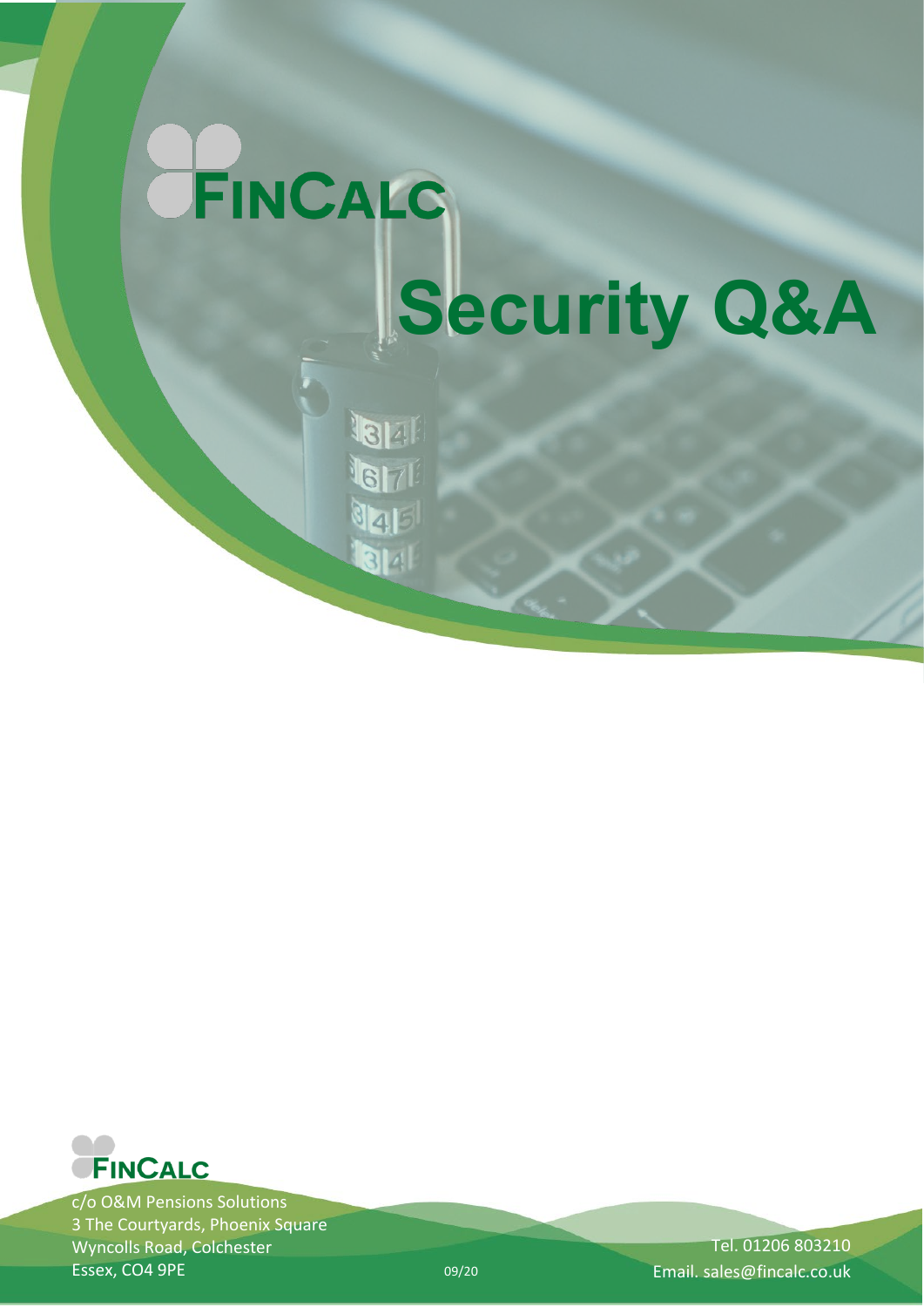# FINCALC

# Security Q&A

FINCALC

c/o O&M Pensions Solutions
3 The Courtyards, Phoenix Square
Wyncolls Road, Colchester
Essex, CO4 9PE

09/20

Tel. 01206 803210
Email. sales@fincalc.co.uk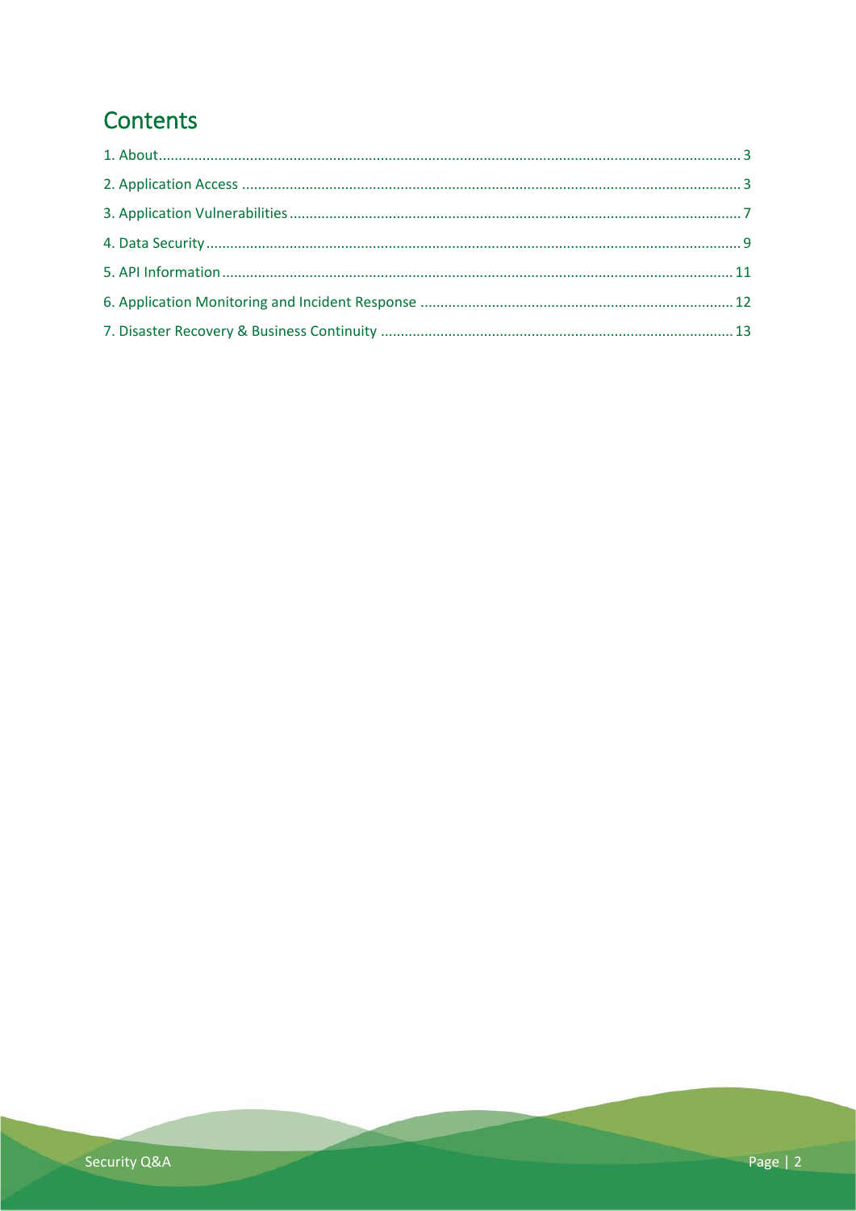# Contents

1. About .......... 3
2. Application Access .......... 3
3. Application Vulnerabilities .......... 7
4. Data Security .......... 9
5. API Information .......... 11
6. Application Monitoring and Incident Response .......... 12
7. Disaster Recovery & Business Continuity .......... 13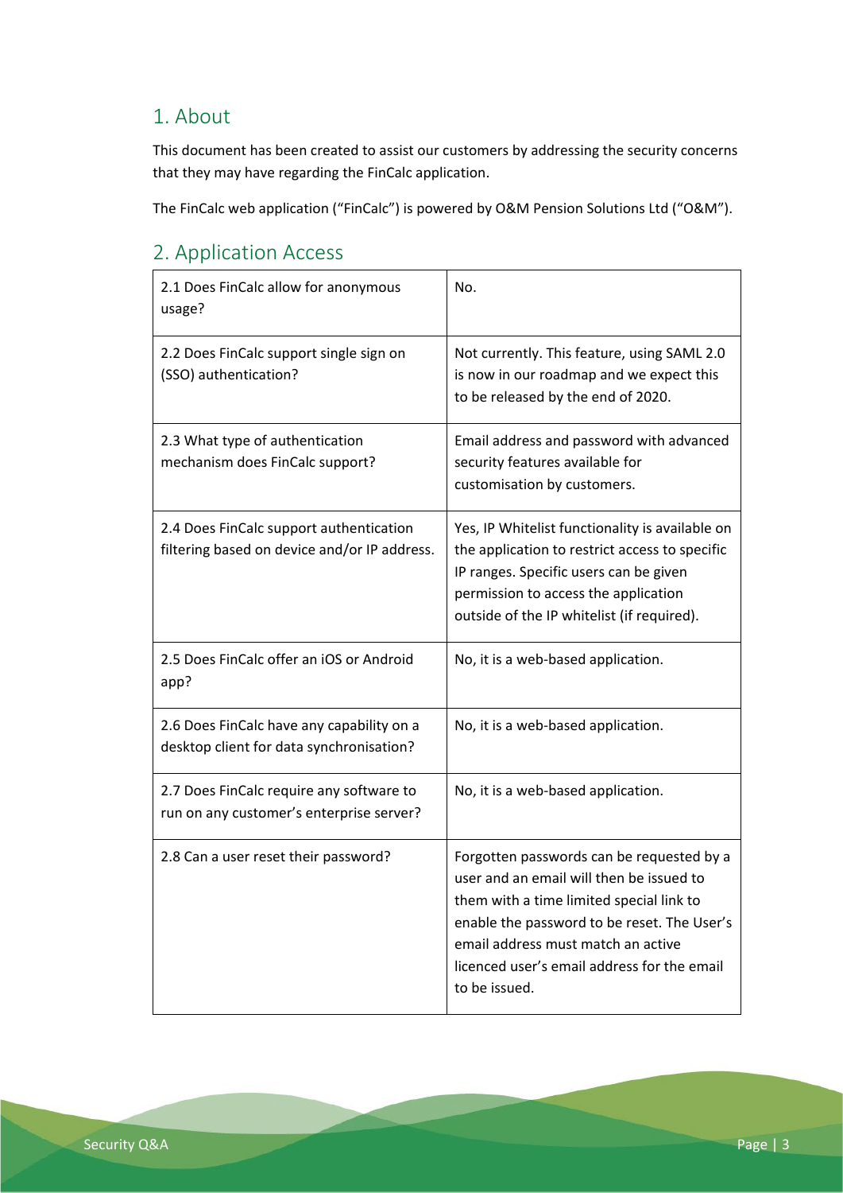## 1. About

This document has been created to assist our customers by addressing the security concerns that they may have regarding the FinCalc application.

The FinCalc web application ("FinCalc") is powered by O&M Pension Solutions Ltd ("O&M").

## 2. Application Access

| | |
|---|---|
| 2.1 Does FinCalc allow for anonymous usage? | No. |
| 2.2 Does FinCalc support single sign on (SSO) authentication? | Not currently. This feature, using SAML 2.0 is now in our roadmap and we expect this to be released by the end of 2020. |
| 2.3 What type of authentication mechanism does FinCalc support? | Email address and password with advanced security features available for customisation by customers. |
| 2.4 Does FinCalc support authentication filtering based on device and/or IP address. | Yes, IP Whitelist functionality is available on the application to restrict access to specific IP ranges. Specific users can be given permission to access the application outside of the IP whitelist (if required). |
| 2.5 Does FinCalc offer an iOS or Android app? | No, it is a web-based application. |
| 2.6 Does FinCalc have any capability on a desktop client for data synchronisation? | No, it is a web-based application. |
| 2.7 Does FinCalc require any software to run on any customer's enterprise server? | No, it is a web-based application. |
| 2.8 Can a user reset their password? | Forgotten passwords can be requested by a user and an email will then be issued to them with a time limited special link to enable the password to be reset. The User's email address must match an active licenced user's email address for the email to be issued. |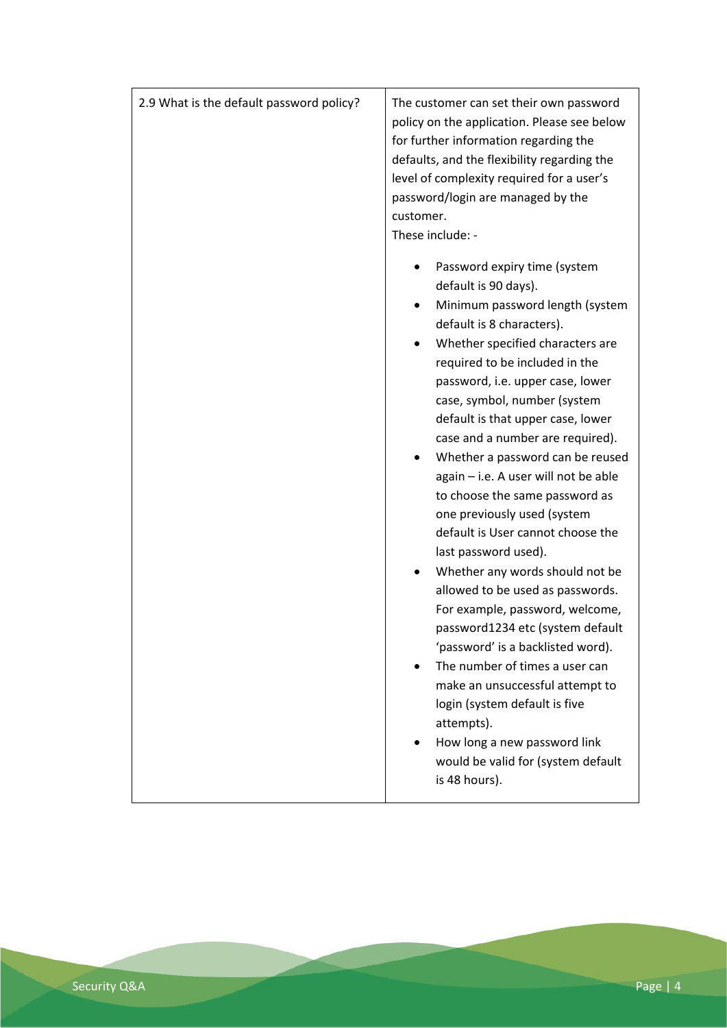| 2.9 What is the default password policy? | The customer can set their own password policy on the application. Please see below for further information regarding the defaults, and the flexibility regarding the level of complexity required for a user's password/login are managed by the customer.<br>These include: -<br><br>• Password expiry time (system default is 90 days).<br>• Minimum password length (system default is 8 characters).<br>• Whether specified characters are required to be included in the password, i.e. upper case, lower case, symbol, number (system default is that upper case, lower case and a number are required).<br>• Whether a password can be reused again – i.e. A user will not be able to choose the same password as one previously used (system default is User cannot choose the last password used).<br>• Whether any words should not be allowed to be used as passwords. For example, password, welcome, password1234 etc (system default 'password' is a backlisted word).<br>• The number of times a user can make an unsuccessful attempt to login (system default is five attempts).<br>• How long a new password link would be valid for (system default is 48 hours). |
|---|---|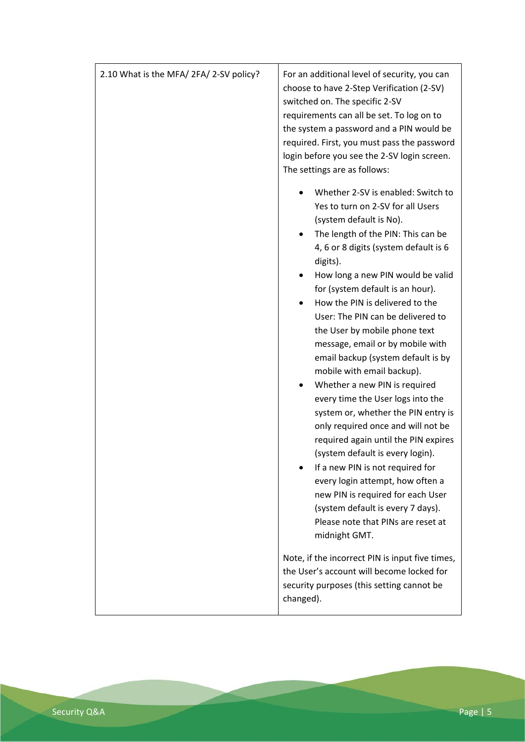| | |
|---|---|
| 2.10 What is the MFA/ 2FA/ 2-SV policy? | For an additional level of security, you can choose to have 2-Step Verification (2-SV) switched on. The specific 2-SV requirements can all be set. To log on to the system a password and a PIN would be required. First, you must pass the password login before you see the 2-SV login screen. The settings are as follows:<br><br>• Whether 2-SV is enabled: Switch to Yes to turn on 2-SV for all Users (system default is No).<br>• The length of the PIN: This can be 4, 6 or 8 digits (system default is 6 digits).<br>• How long a new PIN would be valid for (system default is an hour).<br>• How the PIN is delivered to the User: The PIN can be delivered to the User by mobile phone text message, email or by mobile with email backup (system default is by mobile with email backup).<br>• Whether a new PIN is required every time the User logs into the system or, whether the PIN entry is only required once and will not be required again until the PIN expires (system default is every login).<br>• If a new PIN is not required for every login attempt, how often a new PIN is required for each User (system default is every 7 days). Please note that PINs are reset at midnight GMT.<br><br>Note, if the incorrect PIN is input five times, the User's account will become locked for security purposes (this setting cannot be changed). |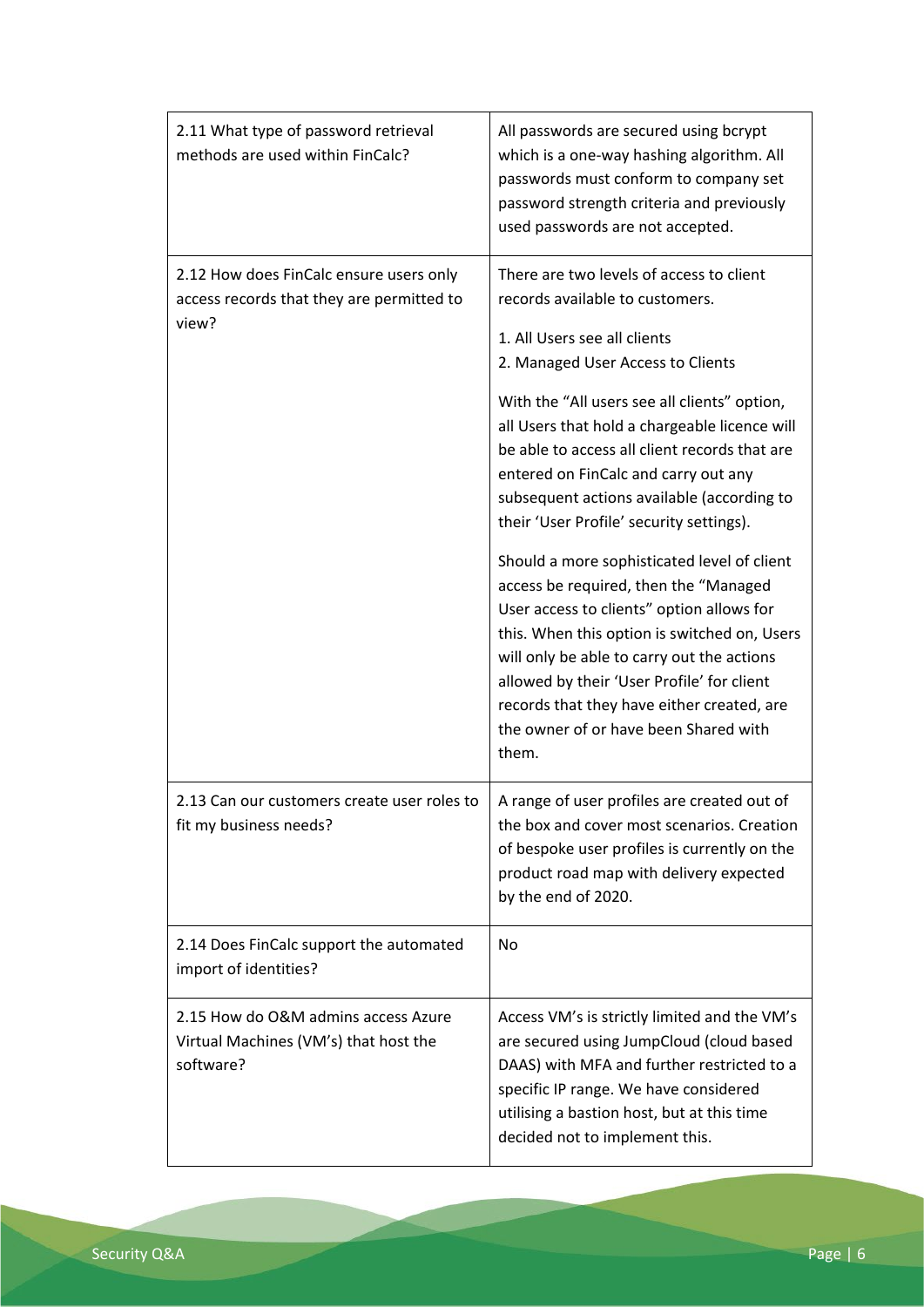| | |
|---|---|
| 2.11 What type of password retrieval methods are used within FinCalc? | All passwords are secured using bcrypt which is a one-way hashing algorithm. All passwords must conform to company set password strength criteria and previously used passwords are not accepted. |
| 2.12 How does FinCalc ensure users only access records that they are permitted to view? | There are two levels of access to client records available to customers.<br><br>1. All Users see all clients<br>2. Managed User Access to Clients<br><br>With the "All users see all clients" option, all Users that hold a chargeable licence will be able to access all client records that are entered on FinCalc and carry out any subsequent actions available (according to their 'User Profile' security settings).<br><br>Should a more sophisticated level of client access be required, then the "Managed User access to clients" option allows for this. When this option is switched on, Users will only be able to carry out the actions allowed by their 'User Profile' for client records that they have either created, are the owner of or have been Shared with them. |
| 2.13 Can our customers create user roles to fit my business needs? | A range of user profiles are created out of the box and cover most scenarios. Creation of bespoke user profiles is currently on the product road map with delivery expected by the end of 2020. |
| 2.14 Does FinCalc support the automated import of identities? | No |
| 2.15 How do O&M admins access Azure Virtual Machines (VM's) that host the software? | Access VM's is strictly limited and the VM's are secured using JumpCloud (cloud based DAAS) with MFA and further restricted to a specific IP range. We have considered utilising a bastion host, but at this time decided not to implement this. |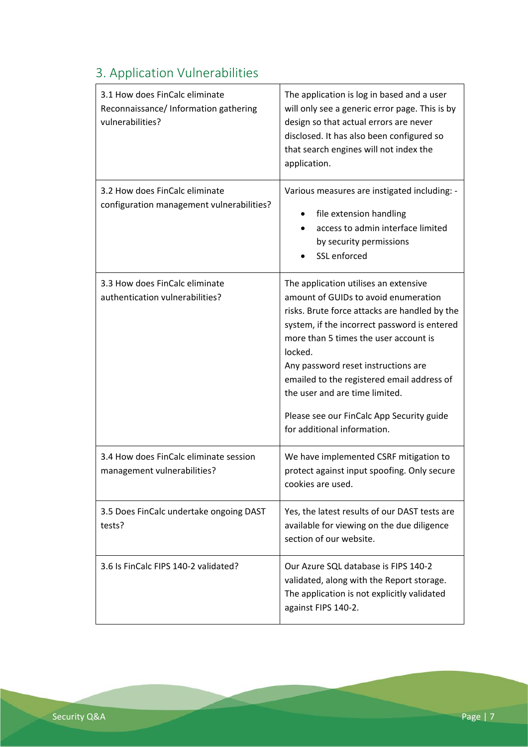## 3. Application Vulnerabilities

| | |
|---|---|
| 3.1 How does FinCalc eliminate Reconnaissance/ Information gathering vulnerabilities? | The application is log in based and a user will only see a generic error page. This is by design so that actual errors are never disclosed. It has also been configured so that search engines will not index the application. |
| 3.2 How does FinCalc eliminate configuration management vulnerabilities? | Various measures are instigated including: -<br>• file extension handling<br>• access to admin interface limited by security permissions<br>• SSL enforced |
| 3.3 How does FinCalc eliminate authentication vulnerabilities? | The application utilises an extensive amount of GUIDs to avoid enumeration risks. Brute force attacks are handled by the system, if the incorrect password is entered more than 5 times the user account is locked.<br>Any password reset instructions are emailed to the registered email address of the user and are time limited.<br><br>Please see our FinCalc App Security guide for additional information. |
| 3.4 How does FinCalc eliminate session management vulnerabilities? | We have implemented CSRF mitigation to protect against input spoofing. Only secure cookies are used. |
| 3.5 Does FinCalc undertake ongoing DAST tests? | Yes, the latest results of our DAST tests are available for viewing on the due diligence section of our website. |
| 3.6 Is FinCalc FIPS 140-2 validated? | Our Azure SQL database is FIPS 140-2 validated, along with the Report storage. The application is not explicitly validated against FIPS 140-2. |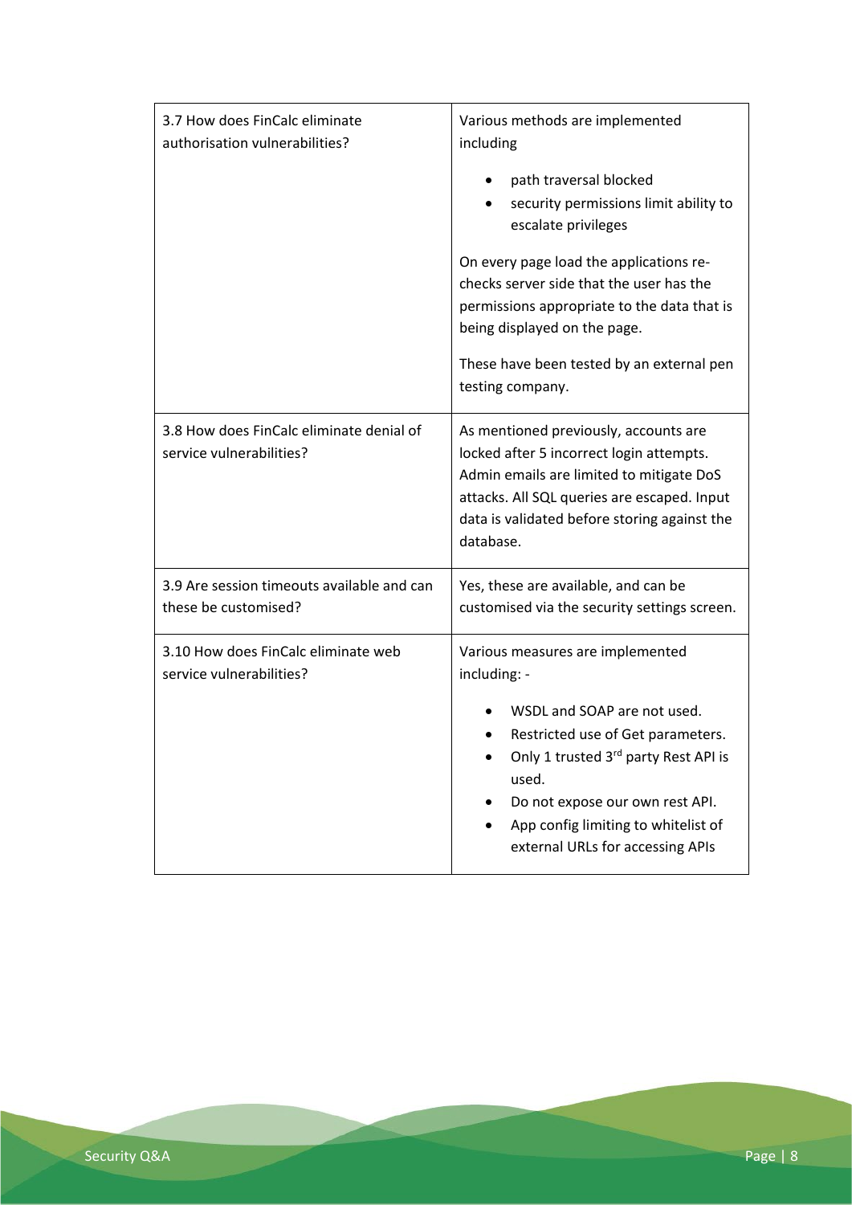| | |
|---|---|
| 3.7 How does FinCalc eliminate authorisation vulnerabilities? | Various methods are implemented including<br><ul><li>path traversal blocked</li><li>security permissions limit ability to escalate privileges</li></ul>On every page load the applications re-checks server side that the user has the permissions appropriate to the data that is being displayed on the page.<br><br>These have been tested by an external pen testing company. |
| 3.8 How does FinCalc eliminate denial of service vulnerabilities? | As mentioned previously, accounts are locked after 5 incorrect login attempts. Admin emails are limited to mitigate DoS attacks. All SQL queries are escaped. Input data is validated before storing against the database. |
| 3.9 Are session timeouts available and can these be customised? | Yes, these are available, and can be customised via the security settings screen. |
| 3.10 How does FinCalc eliminate web service vulnerabilities? | Various measures are implemented including: -<br><ul><li>WSDL and SOAP are not used.</li><li>Restricted use of Get parameters.</li><li>Only 1 trusted 3rd party Rest API is used.</li><li>Do not expose our own rest API.</li><li>App config limiting to whitelist of external URLs for accessing APIs</li></ul> |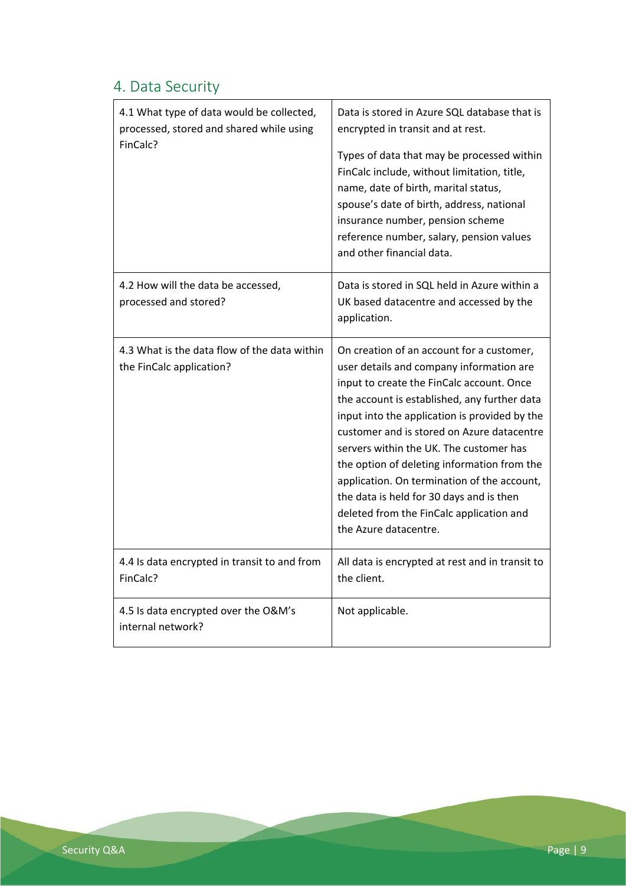## 4. Data Security

| | |
|---|---|
| 4.1 What type of data would be collected, processed, stored and shared while using FinCalc? | Data is stored in Azure SQL database that is encrypted in transit and at rest.<br><br>Types of data that may be processed within FinCalc include, without limitation, title, name, date of birth, marital status, spouse's date of birth, address, national insurance number, pension scheme reference number, salary, pension values and other financial data. |
| 4.2 How will the data be accessed, processed and stored? | Data is stored in SQL held in Azure within a UK based datacentre and accessed by the application. |
| 4.3 What is the data flow of the data within the FinCalc application? | On creation of an account for a customer, user details and company information are input to create the FinCalc account. Once the account is established, any further data input into the application is provided by the customer and is stored on Azure datacentre servers within the UK. The customer has the option of deleting information from the application. On termination of the account, the data is held for 30 days and is then deleted from the FinCalc application and the Azure datacentre. |
| 4.4 Is data encrypted in transit to and from FinCalc? | All data is encrypted at rest and in transit to the client. |
| 4.5 Is data encrypted over the O&M's internal network? | Not applicable. |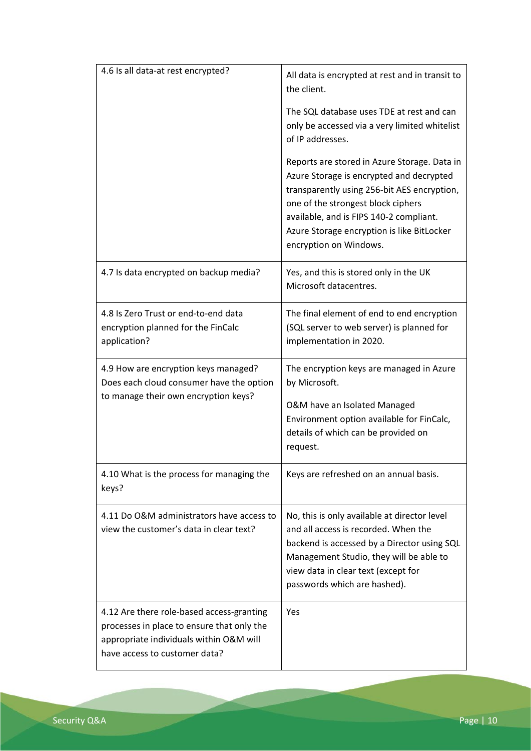| | |
|---|---|
| 4.6 Is all data-at rest encrypted? | All data is encrypted at rest and in transit to the client.<br><br>The SQL database uses TDE at rest and can only be accessed via a very limited whitelist of IP addresses.<br><br>Reports are stored in Azure Storage. Data in Azure Storage is encrypted and decrypted transparently using 256-bit AES encryption, one of the strongest block ciphers available, and is FIPS 140-2 compliant. Azure Storage encryption is like BitLocker encryption on Windows. |
| 4.7 Is data encrypted on backup media? | Yes, and this is stored only in the UK Microsoft datacentres. |
| 4.8 Is Zero Trust or end-to-end data encryption planned for the FinCalc application? | The final element of end to end encryption (SQL server to web server) is planned for implementation in 2020. |
| 4.9 How are encryption keys managed? Does each cloud consumer have the option to manage their own encryption keys? | The encryption keys are managed in Azure by Microsoft.<br><br>O&M have an Isolated Managed Environment option available for FinCalc, details of which can be provided on request. |
| 4.10 What is the process for managing the keys? | Keys are refreshed on an annual basis. |
| 4.11 Do O&M administrators have access to view the customer's data in clear text? | No, this is only available at director level and all access is recorded. When the backend is accessed by a Director using SQL Management Studio, they will be able to view data in clear text (except for passwords which are hashed). |
| 4.12 Are there role-based access-granting processes in place to ensure that only the appropriate individuals within O&M will have access to customer data? | Yes |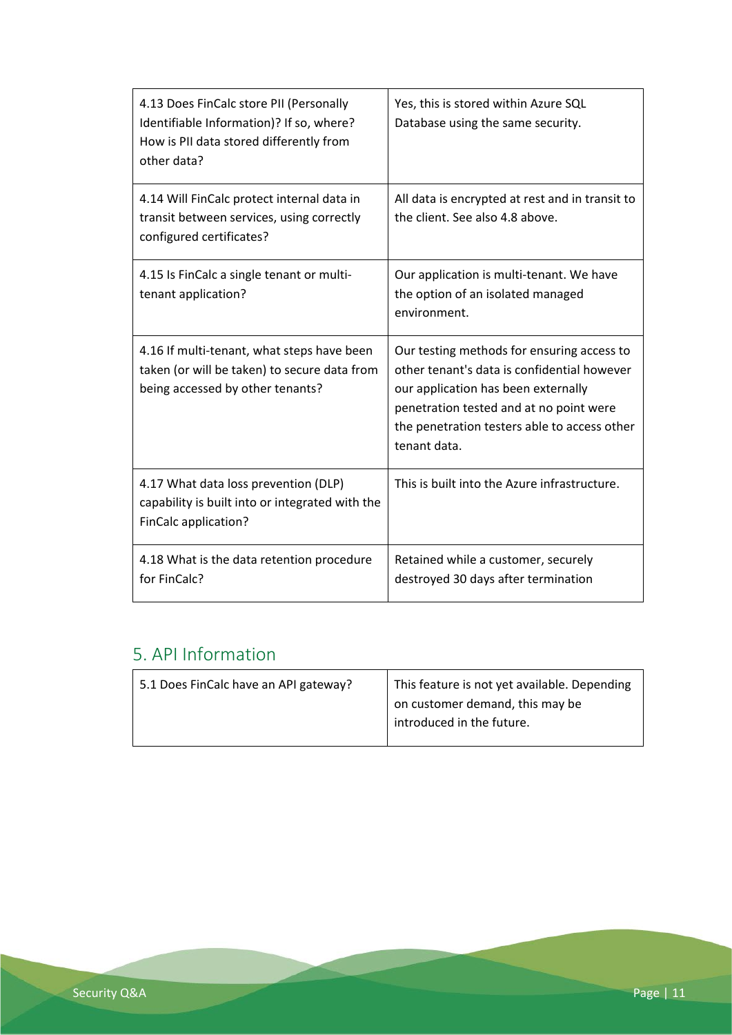| | |
|---|---|
| 4.13 Does FinCalc store PII (Personally Identifiable Information)? If so, where? How is PII data stored differently from other data? | Yes, this is stored within Azure SQL Database using the same security. |
| 4.14 Will FinCalc protect internal data in transit between services, using correctly configured certificates? | All data is encrypted at rest and in transit to the client. See also 4.8 above. |
| 4.15 Is FinCalc a single tenant or multi-tenant application? | Our application is multi-tenant. We have the option of an isolated managed environment. |
| 4.16 If multi-tenant, what steps have been taken (or will be taken) to secure data from being accessed by other tenants? | Our testing methods for ensuring access to other tenant's data is confidential however our application has been externally penetration tested and at no point were the penetration testers able to access other tenant data. |
| 4.17 What data loss prevention (DLP) capability is built into or integrated with the FinCalc application? | This is built into the Azure infrastructure. |
| 4.18 What is the data retention procedure for FinCalc? | Retained while a customer, securely destroyed 30 days after termination |

## 5. API Information

| | |
|---|---|
| 5.1 Does FinCalc have an API gateway? | This feature is not yet available. Depending on customer demand, this may be introduced in the future. |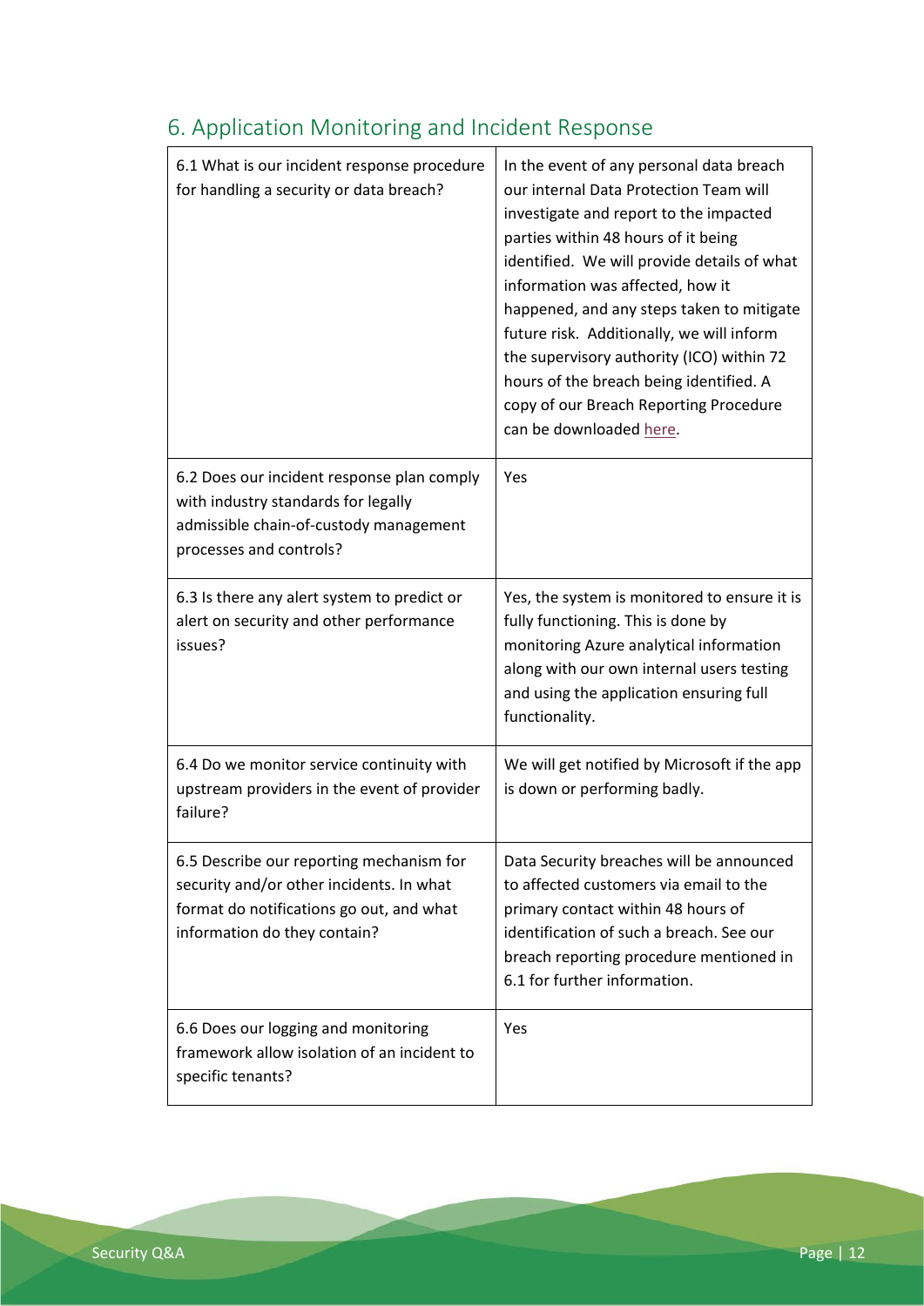## 6. Application Monitoring and Incident Response

| | |
|---|---|
| 6.1 What is our incident response procedure for handling a security or data breach? | In the event of any personal data breach our internal Data Protection Team will investigate and report to the impacted parties within 48 hours of it being identified. We will provide details of what information was affected, how it happened, and any steps taken to mitigate future risk. Additionally, we will inform the supervisory authority (ICO) within 72 hours of the breach being identified. A copy of our Breach Reporting Procedure can be downloaded here. |
| 6.2 Does our incident response plan comply with industry standards for legally admissible chain-of-custody management processes and controls? | Yes |
| 6.3 Is there any alert system to predict or alert on security and other performance issues? | Yes, the system is monitored to ensure it is fully functioning. This is done by monitoring Azure analytical information along with our own internal users testing and using the application ensuring full functionality. |
| 6.4 Do we monitor service continuity with upstream providers in the event of provider failure? | We will get notified by Microsoft if the app is down or performing badly. |
| 6.5 Describe our reporting mechanism for security and/or other incidents. In what format do notifications go out, and what information do they contain? | Data Security breaches will be announced to affected customers via email to the primary contact within 48 hours of identification of such a breach. See our breach reporting procedure mentioned in 6.1 for further information. |
| 6.6 Does our logging and monitoring framework allow isolation of an incident to specific tenants? | Yes |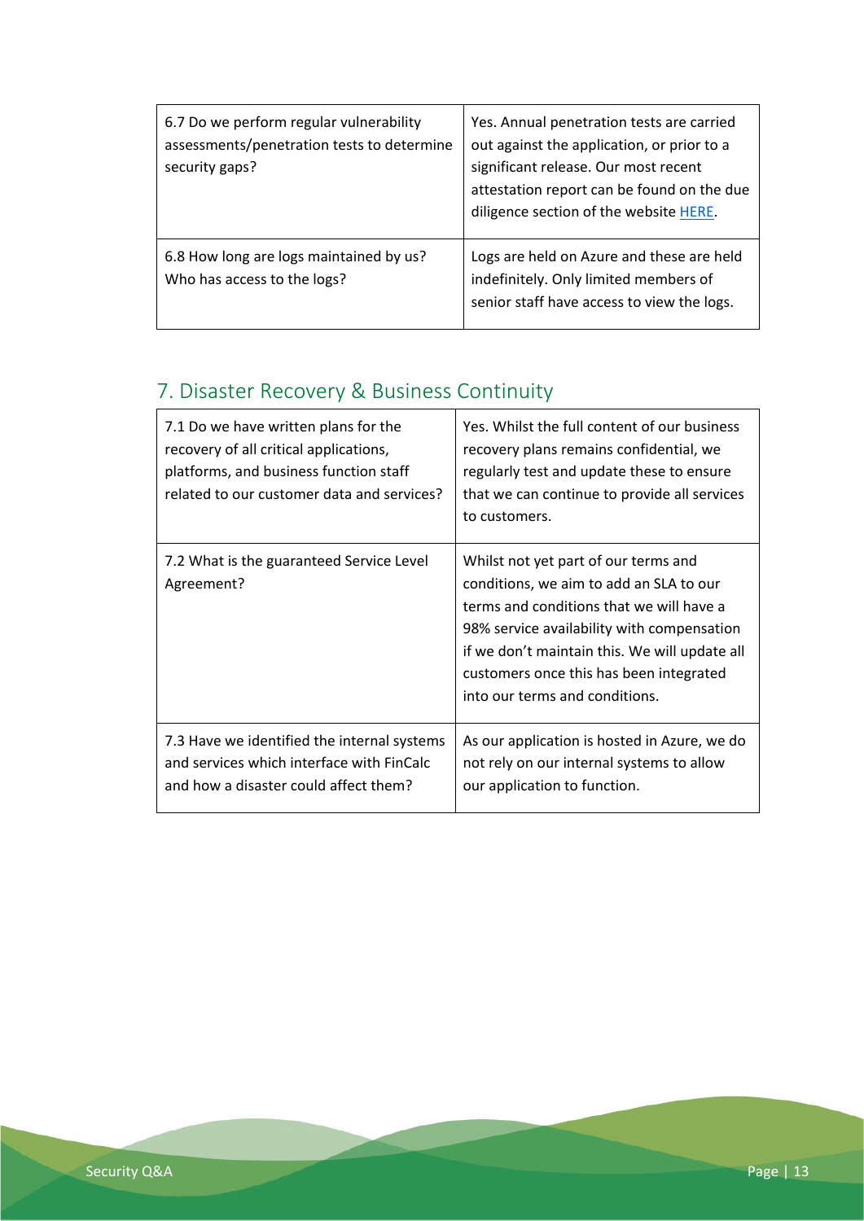| | |
|---|---|
| 6.7 Do we perform regular vulnerability assessments/penetration tests to determine security gaps? | Yes. Annual penetration tests are carried out against the application, or prior to a significant release. Our most recent attestation report can be found on the due diligence section of the website HERE. |
| 6.8 How long are logs maintained by us? Who has access to the logs? | Logs are held on Azure and these are held indefinitely. Only limited members of senior staff have access to view the logs. |

## 7. Disaster Recovery & Business Continuity

| | |
|---|---|
| 7.1 Do we have written plans for the recovery of all critical applications, platforms, and business function staff related to our customer data and services? | Yes. Whilst the full content of our business recovery plans remains confidential, we regularly test and update these to ensure that we can continue to provide all services to customers. |
| 7.2 What is the guaranteed Service Level Agreement? | Whilst not yet part of our terms and conditions, we aim to add an SLA to our terms and conditions that we will have a 98% service availability with compensation if we don't maintain this. We will update all customers once this has been integrated into our terms and conditions. |
| 7.3 Have we identified the internal systems and services which interface with FinCalc and how a disaster could affect them? | As our application is hosted in Azure, we do not rely on our internal systems to allow our application to function. |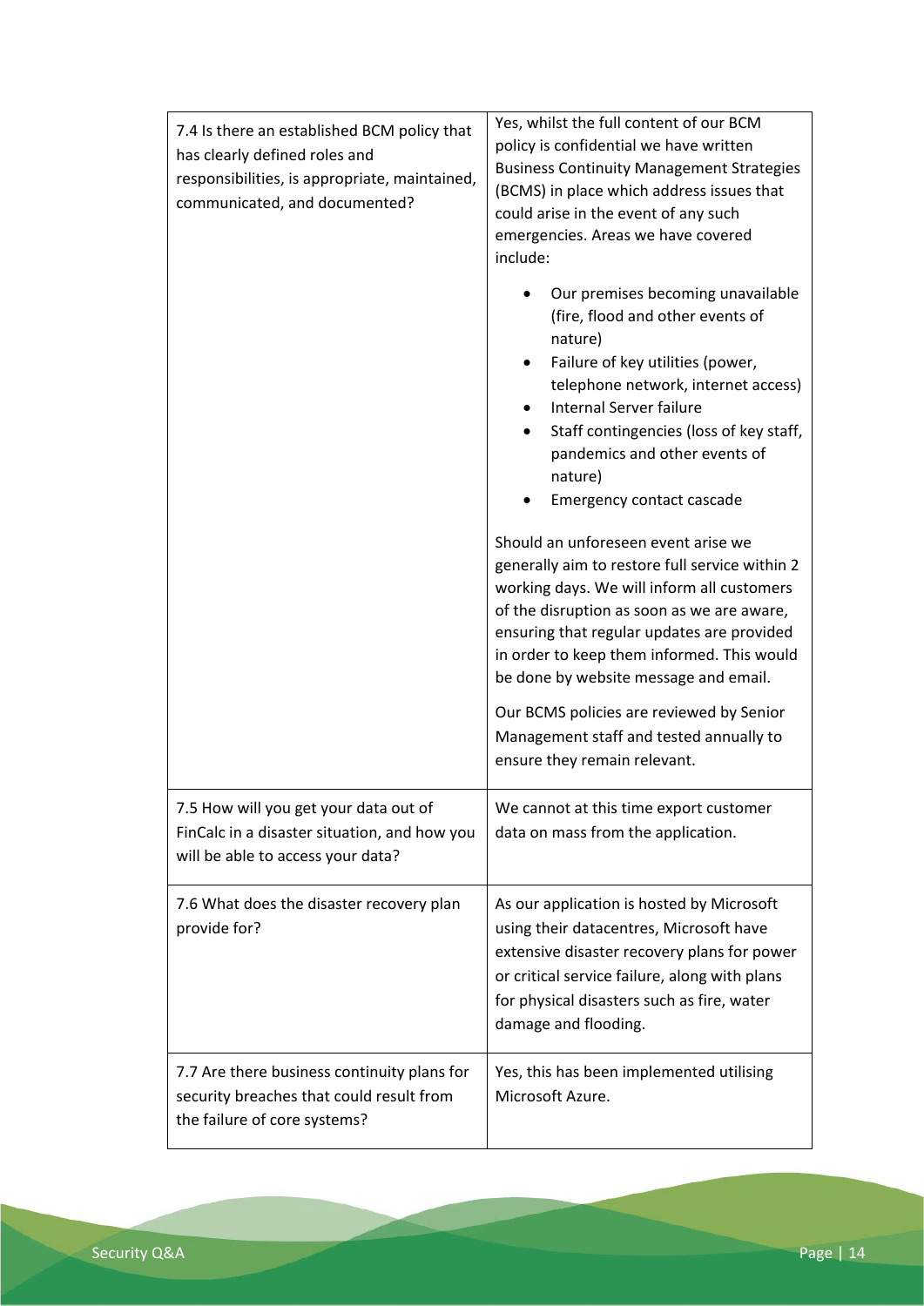| | |
|---|---|
| 7.4 Is there an established BCM policy that has clearly defined roles and responsibilities, is appropriate, maintained, communicated, and documented? | Yes, whilst the full content of our BCM policy is confidential we have written Business Continuity Management Strategies (BCMS) in place which address issues that could arise in the event of any such emergencies. Areas we have covered include:<br><br>• Our premises becoming unavailable (fire, flood and other events of nature)<br>• Failure of key utilities (power, telephone network, internet access)<br>• Internal Server failure<br>• Staff contingencies (loss of key staff, pandemics and other events of nature)<br>• Emergency contact cascade<br><br>Should an unforeseen event arise we generally aim to restore full service within 2 working days. We will inform all customers of the disruption as soon as we are aware, ensuring that regular updates are provided in order to keep them informed. This would be done by website message and email.<br><br>Our BCMS policies are reviewed by Senior Management staff and tested annually to ensure they remain relevant. |
| 7.5 How will you get your data out of FinCalc in a disaster situation, and how you will be able to access your data? | We cannot at this time export customer data on mass from the application. |
| 7.6 What does the disaster recovery plan provide for? | As our application is hosted by Microsoft using their datacentres, Microsoft have extensive disaster recovery plans for power or critical service failure, along with plans for physical disasters such as fire, water damage and flooding. |
| 7.7 Are there business continuity plans for security breaches that could result from the failure of core systems? | Yes, this has been implemented utilising Microsoft Azure. |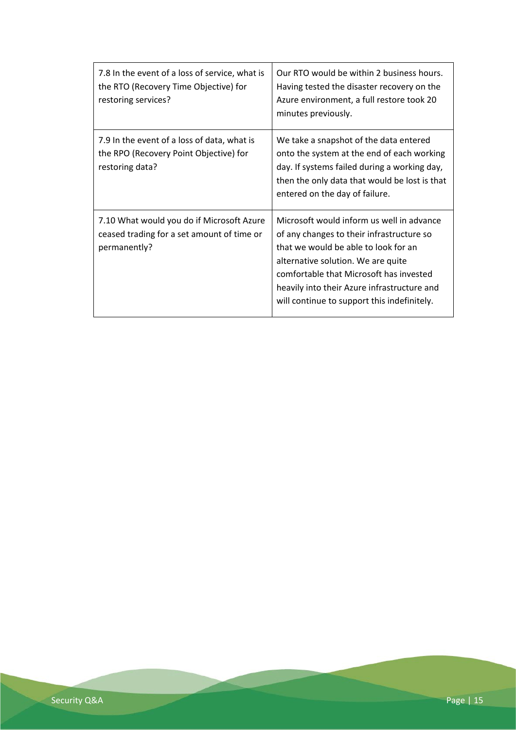| | |
|---|---|
| 7.8 In the event of a loss of service, what is the RTO (Recovery Time Objective) for restoring services? | Our RTO would be within 2 business hours. Having tested the disaster recovery on the Azure environment, a full restore took 20 minutes previously. |
| 7.9 In the event of a loss of data, what is the RPO (Recovery Point Objective) for restoring data? | We take a snapshot of the data entered onto the system at the end of each working day. If systems failed during a working day, then the only data that would be lost is that entered on the day of failure. |
| 7.10 What would you do if Microsoft Azure ceased trading for a set amount of time or permanently? | Microsoft would inform us well in advance of any changes to their infrastructure so that we would be able to look for an alternative solution. We are quite comfortable that Microsoft has invested heavily into their Azure infrastructure and will continue to support this indefinitely. |